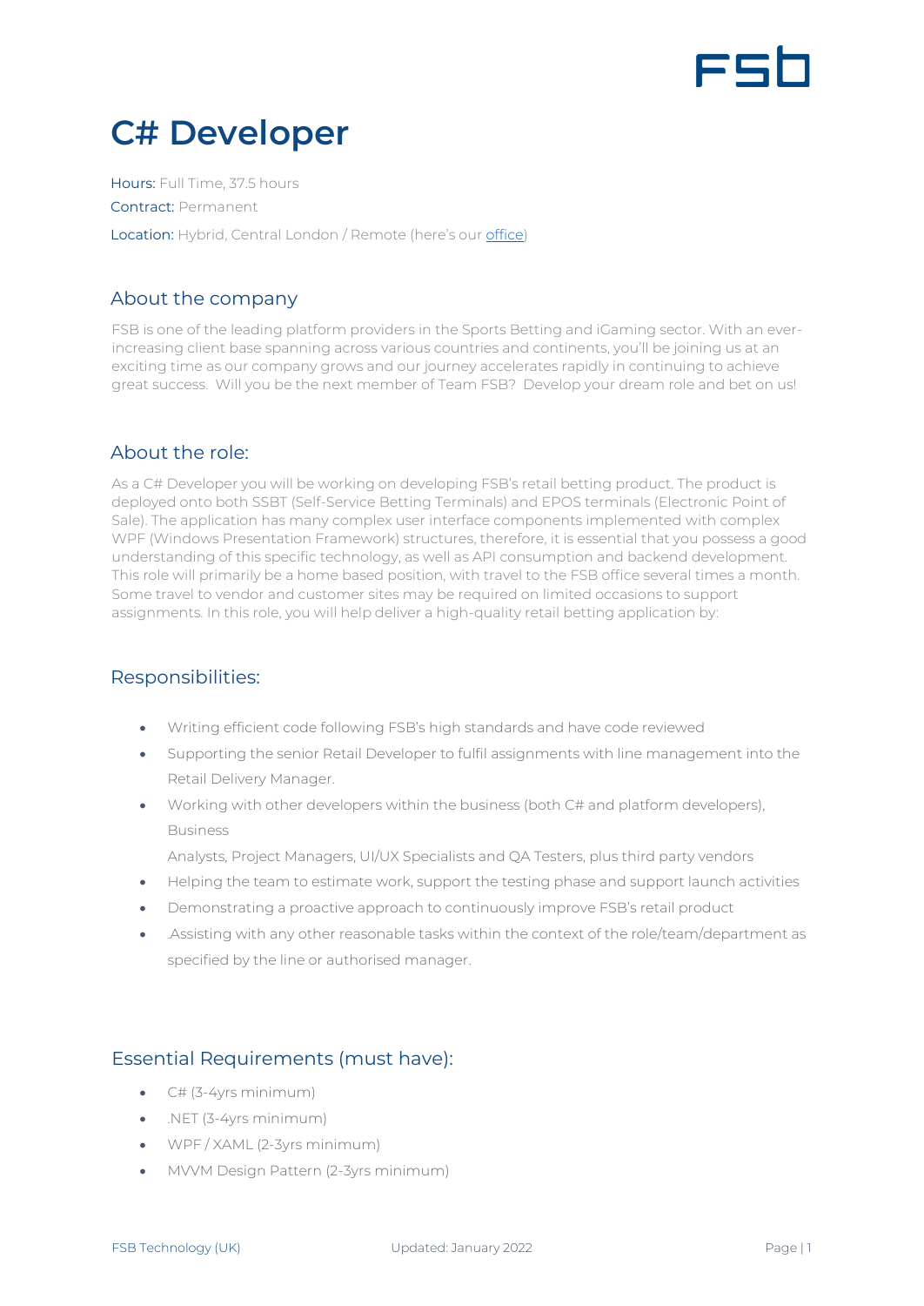# C# Developer

Hours: Full Time, 37.5 hours

Contract: Permanent

Location: Hybrid, Central London / Remote (here's our [office](office))

## About the company

FSB is one of the leading platform providers in the Sports Betting and iGaming sector. With an ever-increasing client base spanning across various countries and continents, you'll be joining us at an exciting time as our company grows and our journey accelerates rapidly in continuing to achieve great success. Will you be the next member of Team FSB? Develop your dream role and bet on us!

## About the role:

As a C# Developer you will be working on developing FSB's retail betting product. The product is deployed onto both SSBT (Self-Service Betting Terminals) and EPOS terminals (Electronic Point of Sale). The application has many complex user interface components implemented with complex WPF (Windows Presentation Framework) structures, therefore, it is essential that you possess a good understanding of this specific technology, as well as API consumption and backend development. This role will primarily be a home based position, with travel to the FSB office several times a month. Some travel to vendor and customer sites may be required on limited occasions to support assignments. In this role, you will help deliver a high-quality retail betting application by:

## Responsibilities:

- Writing efficient code following FSB's high standards and have code reviewed
- Supporting the senior Retail Developer to fulfil assignments with line management into the Retail Delivery Manager.
- Working with other developers within the business (both C# and platform developers), Business Analysts, Project Managers, UI/UX Specialists and QA Testers, plus third party vendors
- Helping the team to estimate work, support the testing phase and support launch activities
- Demonstrating a proactive approach to continuously improve FSB's retail product
- .Assisting with any other reasonable tasks within the context of the role/team/department as specified by the line or authorised manager.

## Essential Requirements (must have):

- C# (3-4yrs minimum)
- .NET (3-4yrs minimum)
- WPF / XAML (2-3yrs minimum)
- MVVM Design Pattern (2-3yrs minimum)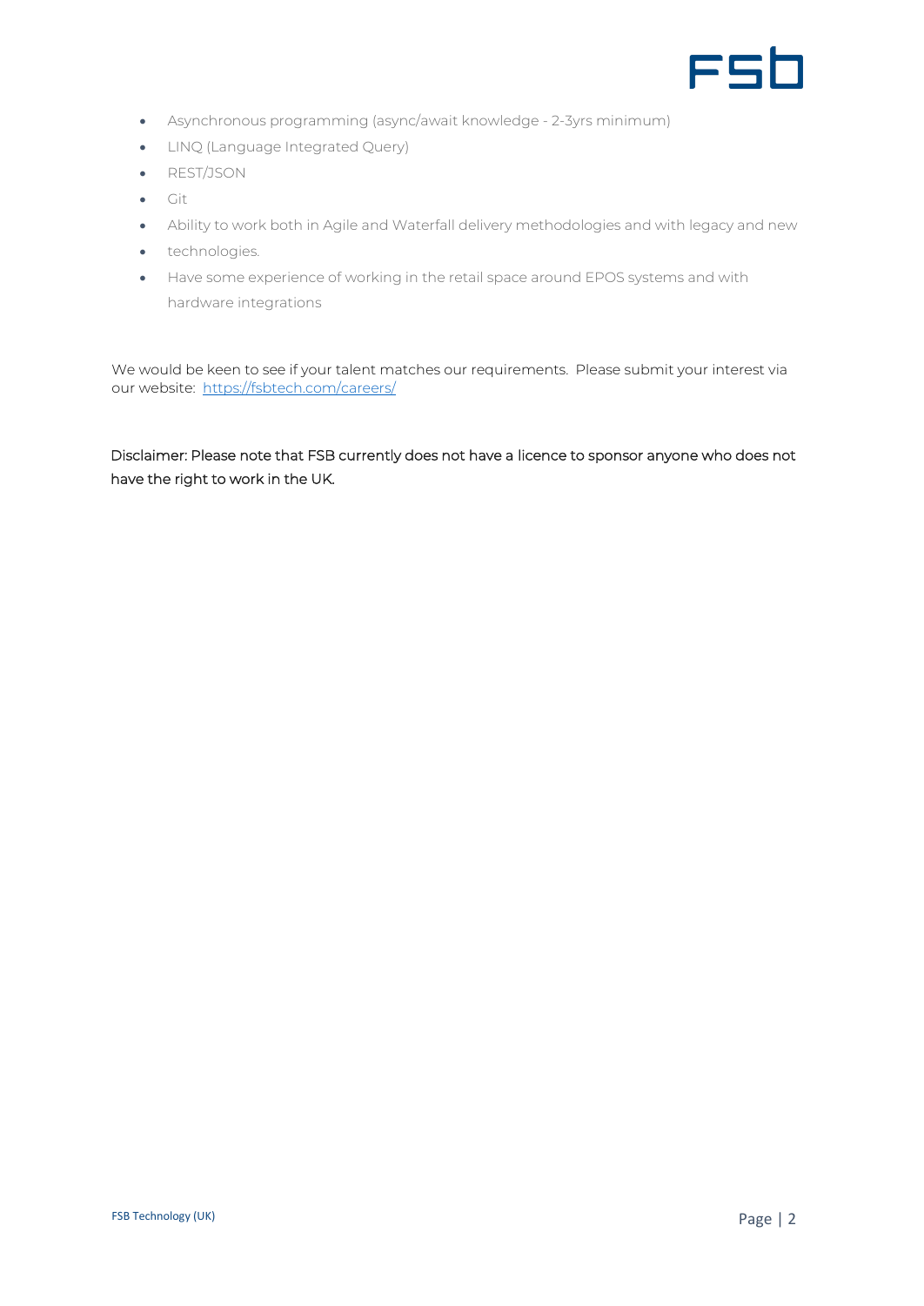- Asynchronous programming (async/await knowledge - 2-3yrs minimum)
- LINQ (Language Integrated Query)
- REST/JSON
- Git
- Ability to work both in Agile and Waterfall delivery methodologies and with legacy and new
- technologies.
- Have some experience of working in the retail space around EPOS systems and with hardware integrations

We would be keen to see if your talent matches our requirements. Please submit your interest via our website: [https://fsbtech.com/careers/](https://fsbtech.com/careers/)

Disclaimer: Please note that FSB currently does not have a licence to sponsor anyone who does not have the right to work in the UK.